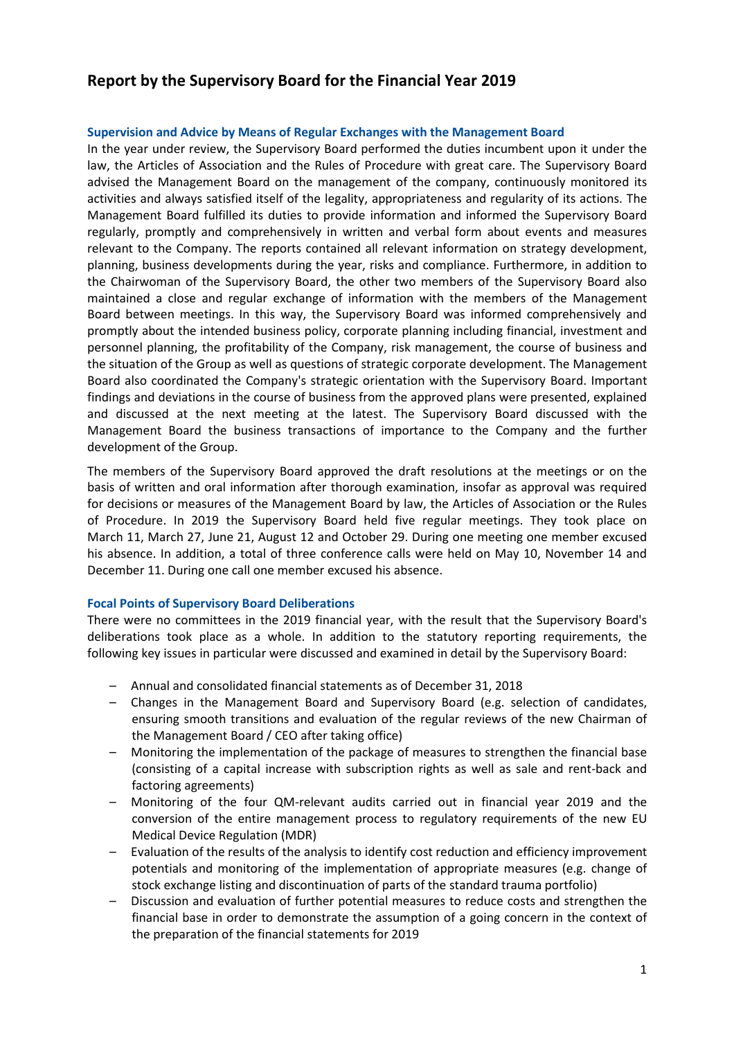# Report by the Supervisory Board for the Financial Year 2019

## Supervision and Advice by Means of Regular Exchanges with the Management Board

In the year under review, the Supervisory Board performed the duties incumbent upon it under the law, the Articles of Association and the Rules of Procedure with great care. The Supervisory Board advised the Management Board on the management of the company, continuously monitored its activities and always satisfied itself of the legality, appropriateness and regularity of its actions. The Management Board fulfilled its duties to provide information and informed the Supervisory Board regularly, promptly and comprehensively in written and verbal form about events and measures relevant to the Company. The reports contained all relevant information on strategy development, planning, business developments during the year, risks and compliance. Furthermore, in addition to the Chairwoman of the Supervisory Board, the other two members of the Supervisory Board also maintained a close and regular exchange of information with the members of the Management Board between meetings. In this way, the Supervisory Board was informed comprehensively and promptly about the intended business policy, corporate planning including financial, investment and personnel planning, the profitability of the Company, risk management, the course of business and the situation of the Group as well as questions of strategic corporate development. The Management Board also coordinated the Company's strategic orientation with the Supervisory Board. Important findings and deviations in the course of business from the approved plans were presented, explained and discussed at the next meeting at the latest. The Supervisory Board discussed with the Management Board the business transactions of importance to the Company and the further development of the Group.

The members of the Supervisory Board approved the draft resolutions at the meetings or on the basis of written and oral information after thorough examination, insofar as approval was required for decisions or measures of the Management Board by law, the Articles of Association or the Rules of Procedure. In 2019 the Supervisory Board held five regular meetings. They took place on March 11, March 27, June 21, August 12 and October 29. During one meeting one member excused his absence. In addition, a total of three conference calls were held on May 10, November 14 and December 11. During one call one member excused his absence.

## Focal Points of Supervisory Board Deliberations

There were no committees in the 2019 financial year, with the result that the Supervisory Board's deliberations took place as a whole. In addition to the statutory reporting requirements, the following key issues in particular were discussed and examined in detail by the Supervisory Board:

- Annual and consolidated financial statements as of December 31, 2018
- Changes in the Management Board and Supervisory Board (e.g. selection of candidates, ensuring smooth transitions and evaluation of the regular reviews of the new Chairman of the Management Board / CEO after taking office)
- Monitoring the implementation of the package of measures to strengthen the financial base (consisting of a capital increase with subscription rights as well as sale and rent-back and factoring agreements)
- Monitoring of the four QM-relevant audits carried out in financial year 2019 and the conversion of the entire management process to regulatory requirements of the new EU Medical Device Regulation (MDR)
- Evaluation of the results of the analysis to identify cost reduction and efficiency improvement potentials and monitoring of the implementation of appropriate measures (e.g. change of stock exchange listing and discontinuation of parts of the standard trauma portfolio)
- Discussion and evaluation of further potential measures to reduce costs and strengthen the financial base in order to demonstrate the assumption of a going concern in the context of the preparation of the financial statements for 2019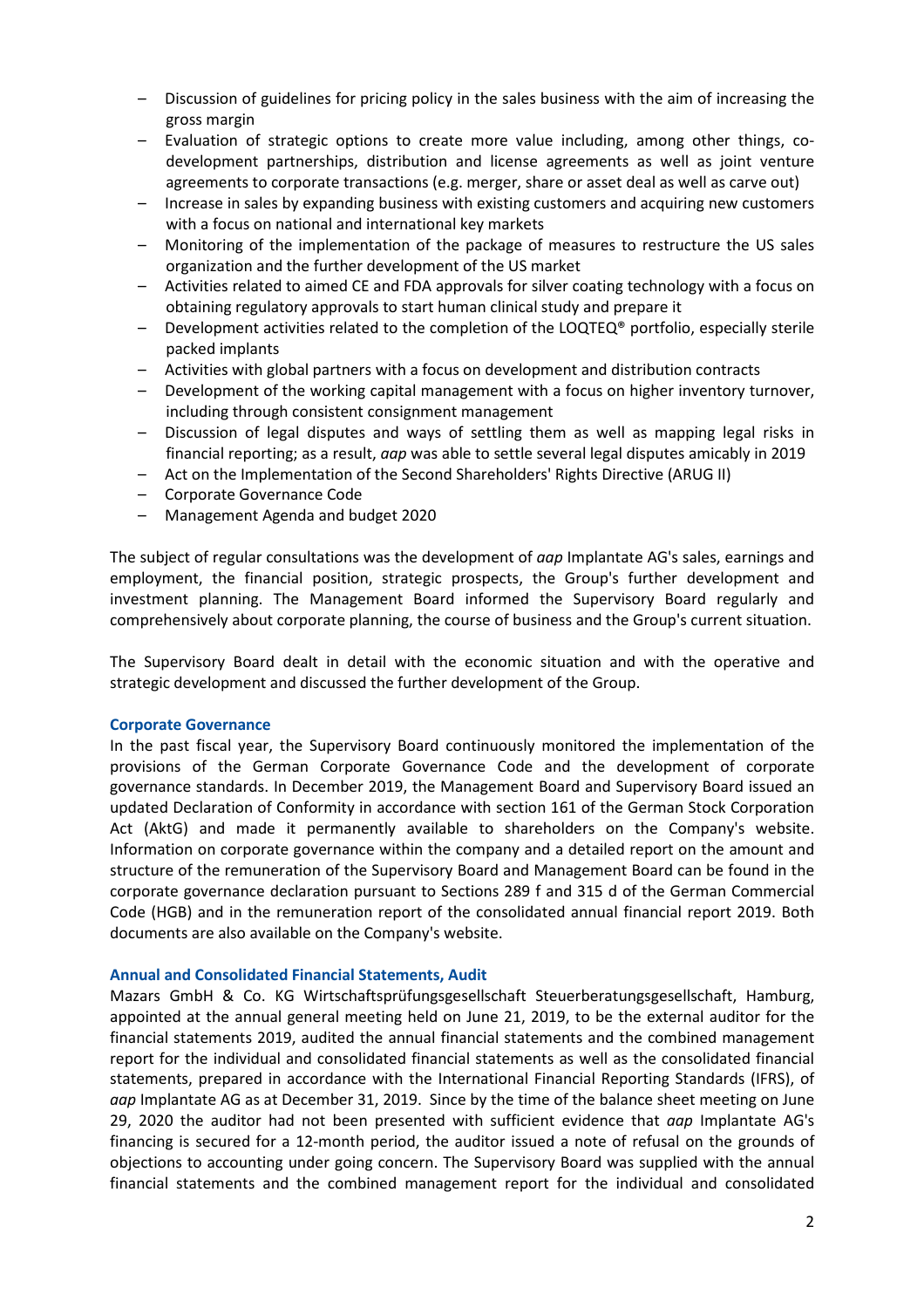- Discussion of guidelines for pricing policy in the sales business with the aim of increasing the gross margin
- Evaluation of strategic options to create more value including, among other things, co-development partnerships, distribution and license agreements as well as joint venture agreements to corporate transactions (e.g. merger, share or asset deal as well as carve out)
- Increase in sales by expanding business with existing customers and acquiring new customers with a focus on national and international key markets
- Monitoring of the implementation of the package of measures to restructure the US sales organization and the further development of the US market
- Activities related to aimed CE and FDA approvals for silver coating technology with a focus on obtaining regulatory approvals to start human clinical study and prepare it
- Development activities related to the completion of the LOQTEQ® portfolio, especially sterile packed implants
- Activities with global partners with a focus on development and distribution contracts
- Development of the working capital management with a focus on higher inventory turnover, including through consistent consignment management
- Discussion of legal disputes and ways of settling them as well as mapping legal risks in financial reporting; as a result, *aap* was able to settle several legal disputes amicably in 2019
- Act on the Implementation of the Second Shareholders' Rights Directive (ARUG II)
- Corporate Governance Code
- Management Agenda and budget 2020

The subject of regular consultations was the development of *aap* Implantate AG's sales, earnings and employment, the financial position, strategic prospects, the Group's further development and investment planning. The Management Board informed the Supervisory Board regularly and comprehensively about corporate planning, the course of business and the Group's current situation.

The Supervisory Board dealt in detail with the economic situation and with the operative and strategic development and discussed the further development of the Group.

### Corporate Governance

In the past fiscal year, the Supervisory Board continuously monitored the implementation of the provisions of the German Corporate Governance Code and the development of corporate governance standards. In December 2019, the Management Board and Supervisory Board issued an updated Declaration of Conformity in accordance with section 161 of the German Stock Corporation Act (AktG) and made it permanently available to shareholders on the Company's website. Information on corporate governance within the company and a detailed report on the amount and structure of the remuneration of the Supervisory Board and Management Board can be found in the corporate governance declaration pursuant to Sections 289 f and 315 d of the German Commercial Code (HGB) and in the remuneration report of the consolidated annual financial report 2019. Both documents are also available on the Company's website.

### Annual and Consolidated Financial Statements, Audit

Mazars GmbH & Co. KG Wirtschaftsprüfungsgesellschaft Steuerberatungsgesellschaft, Hamburg, appointed at the annual general meeting held on June 21, 2019, to be the external auditor for the financial statements 2019, audited the annual financial statements and the combined management report for the individual and consolidated financial statements as well as the consolidated financial statements, prepared in accordance with the International Financial Reporting Standards (IFRS), of *aap* Implantate AG as at December 31, 2019. Since by the time of the balance sheet meeting on June 29, 2020 the auditor had not been presented with sufficient evidence that *aap* Implantate AG's financing is secured for a 12-month period, the auditor issued a note of refusal on the grounds of objections to accounting under going concern. The Supervisory Board was supplied with the annual financial statements and the combined management report for the individual and consolidated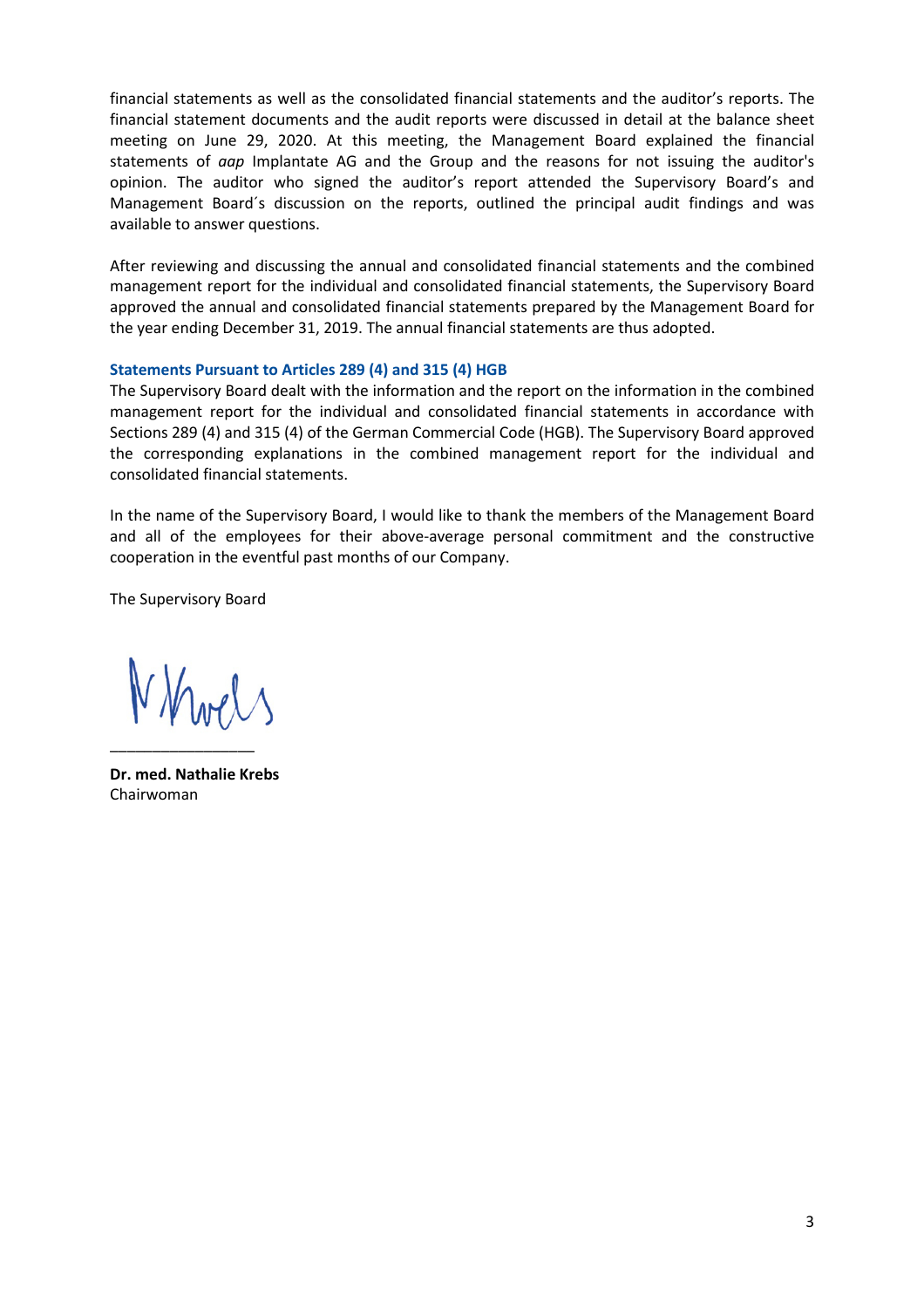financial statements as well as the consolidated financial statements and the auditor's reports. The financial statement documents and the audit reports were discussed in detail at the balance sheet meeting on June 29, 2020. At this meeting, the Management Board explained the financial statements of *aap* Implantate AG and the Group and the reasons for not issuing the auditor's opinion. The auditor who signed the auditor's report attended the Supervisory Board's and Management Board´s discussion on the reports, outlined the principal audit findings and was available to answer questions.

After reviewing and discussing the annual and consolidated financial statements and the combined management report for the individual and consolidated financial statements, the Supervisory Board approved the annual and consolidated financial statements prepared by the Management Board for the year ending December 31, 2019. The annual financial statements are thus adopted.

### Statements Pursuant to Articles 289 (4) and 315 (4) HGB

The Supervisory Board dealt with the information and the report on the information in the combined management report for the individual and consolidated financial statements in accordance with Sections 289 (4) and 315 (4) of the German Commercial Code (HGB). The Supervisory Board approved the corresponding explanations in the combined management report for the individual and consolidated financial statements.

In the name of the Supervisory Board, I would like to thank the members of the Management Board and all of the employees for their above-average personal commitment and the constructive cooperation in the eventful past months of our Company.

The Supervisory Board

\_\_\_\_\_\_\_\_\_\_\_\_\_\_\_\_\_

**Dr. med. Nathalie Krebs**
Chairwoman